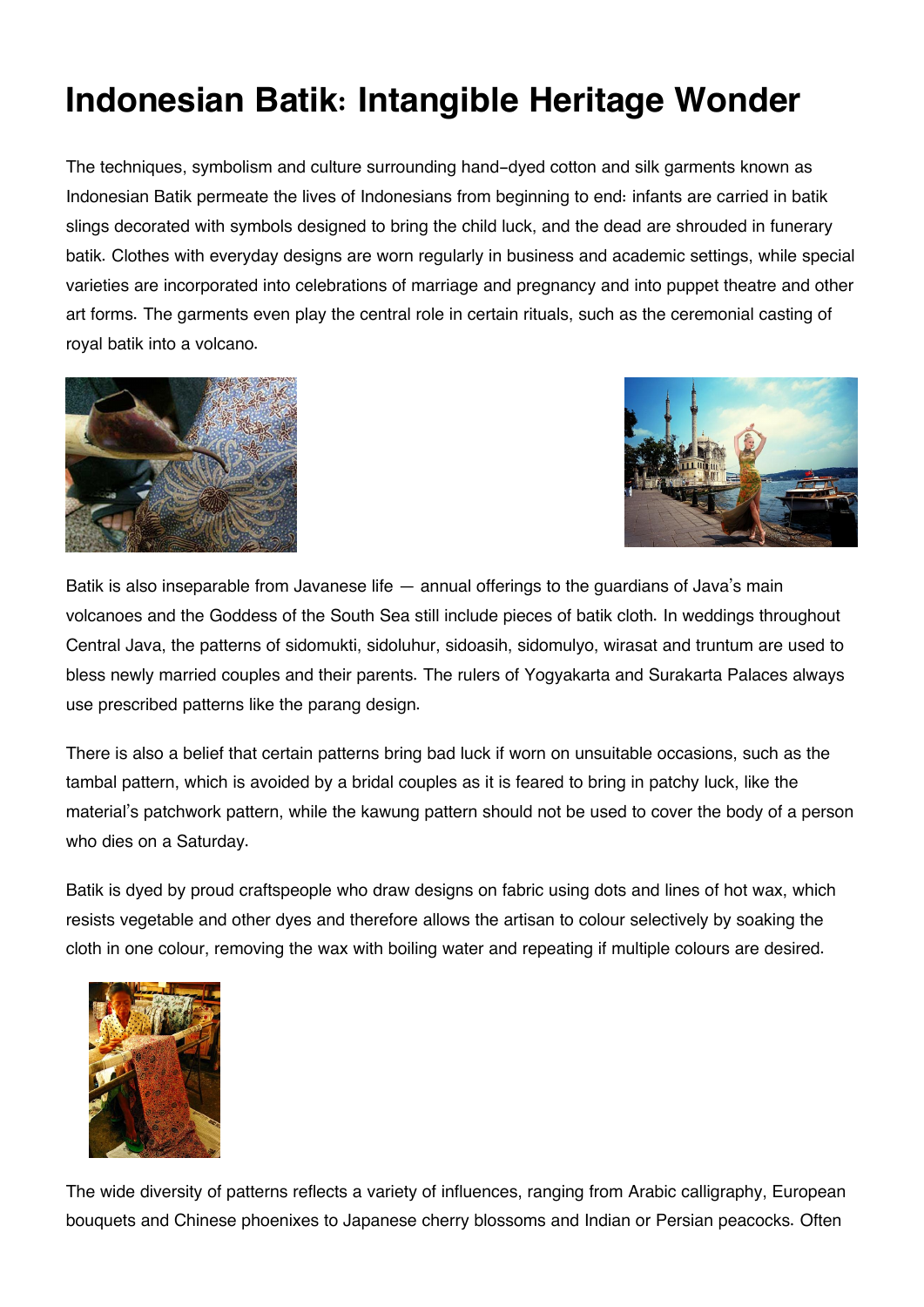# Indonesian Batik: Intangible Heritage Wonder

The techniques, symbolism and culture surrounding hand-dyed cotton and silk garments known as Indonesian Batik permeate the lives of Indonesians from beginning to end: infants are carried in batik slings decorated with symbols designed to bring the child luck, and the dead are shrouded in funerary batik. Clothes with everyday designs are worn regularly in business and academic settings, while special varieties are incorporated into celebrations of marriage and pregnancy and into puppet theatre and other art forms. The garments even play the central role in certain rituals, such as the ceremonial casting of royal batik into a volcano.

Batik is also inseparable from Javanese life — annual offerings to the guardians of Java's main volcanoes and the Goddess of the South Sea still include pieces of batik cloth. In weddings throughout Central Java, the patterns of sidomukti, sidoluhur, sidoasih, sidomulyo, wirasat and truntum are used to bless newly married couples and their parents. The rulers of Yogyakarta and Surakarta Palaces always use prescribed patterns like the parang design.

There is also a belief that certain patterns bring bad luck if worn on unsuitable occasions, such as the tambal pattern, which is avoided by a bridal couples as it is feared to bring in patchy luck, like the material's patchwork pattern, while the kawung pattern should not be used to cover the body of a person who dies on a Saturday.

Batik is dyed by proud craftspeople who draw designs on fabric using dots and lines of hot wax, which resists vegetable and other dyes and therefore allows the artisan to colour selectively by soaking the cloth in one colour, removing the wax with boiling water and repeating if multiple colours are desired.

The wide diversity of patterns reflects a variety of influences, ranging from Arabic calligraphy, European bouquets and Chinese phoenixes to Japanese cherry blossoms and Indian or Persian peacocks. Often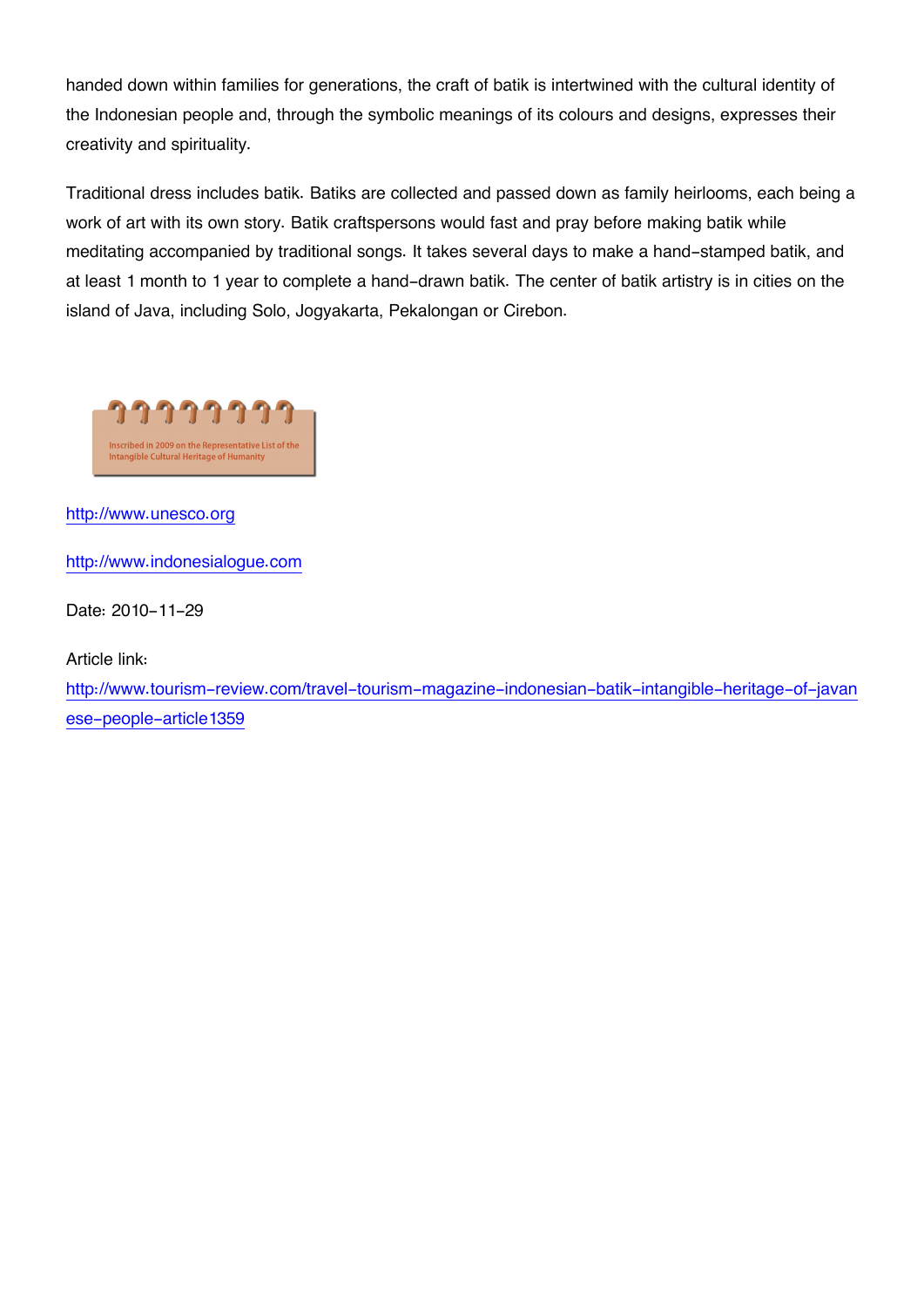handed down within families for generations, the craft of batik is intertwined with the cultural identity of the Indonesian people and, through the symbolic meanings of its colours and designs, expresses their creativity and spirituality.

Traditional dress includes batik. Batiks are collected and passed down as family heirlooms, each being a work of art with its own story. Batik craftspersons would fast and pray before making batik while meditating accompanied by traditional songs. It takes several days to make a hand-stamped batik, and at least 1 month to 1 year to complete a hand-drawn batik. The center of batik artistry is in cities on the island of Java, including Solo, Jogyakarta, Pekalongan or Cirebon.

Inscribed in 2009 on the Representative List of the Intangible Cultural Heritage of Humanity

http://www.unesco.org

http://www.indonesialogue.com

Date: 2010-11-29

Article link:
http://www.tourism-review.com/travel-tourism-magazine-indonesian-batik-intangible-heritage-of-javanese-people-article1359